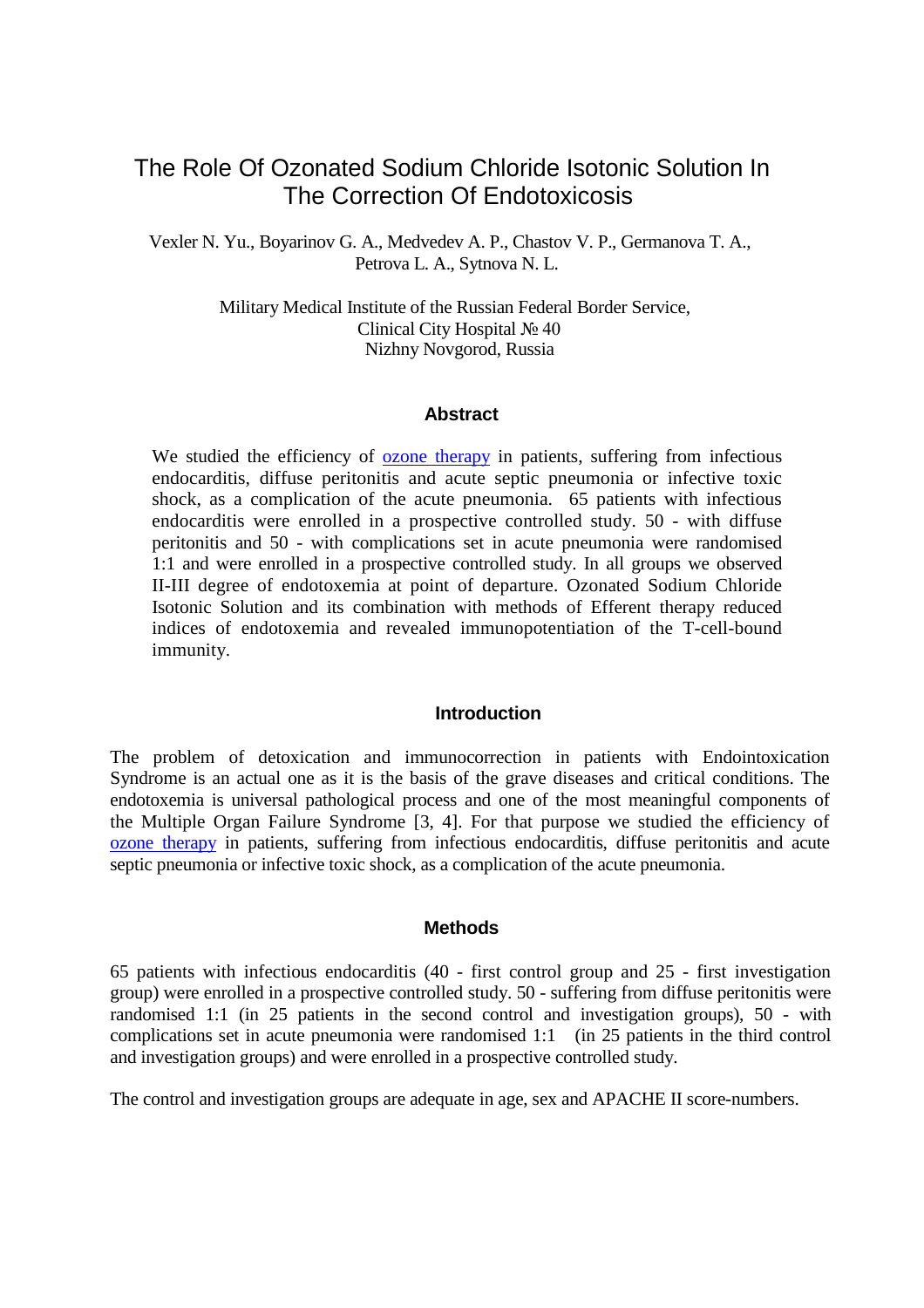# The Role Of Ozonated Sodium Chloride Isotonic Solution In The Correction Of Endotoxicosis

Vexler N. Yu., Boyarinov G. A., Medvedev A. P., Chastov V. P., Germanova T. A., Petrova L. A., Sytnova N. L.

Military Medical Institute of the Russian Federal Border Service,
Clinical City Hospital № 40
Nizhny Novgorod, Russia

## Abstract

We studied the efficiency of ozone therapy in patients, suffering from infectious endocarditis, diffuse peritonitis and acute septic pneumonia or infective toxic shock, as a complication of the acute pneumonia. 65 patients with infectious endocarditis were enrolled in a prospective controlled study. 50 - with diffuse peritonitis and 50 - with complications set in acute pneumonia were randomised 1:1 and were enrolled in a prospective controlled study. In all groups we observed II-III degree of endotoxemia at point of departure. Ozonated Sodium Chloride Isotonic Solution and its combination with methods of Efferent therapy reduced indices of endotoxemia and revealed immunopotentiation of the T-cell-bound immunity.

## Introduction

The problem of detoxication and immunocorrection in patients with Endointoxication Syndrome is an actual one as it is the basis of the grave diseases and critical conditions. The endotoxemia is universal pathological process and one of the most meaningful components of the Multiple Organ Failure Syndrome [3, 4]. For that purpose we studied the efficiency of ozone therapy in patients, suffering from infectious endocarditis, diffuse peritonitis and acute septic pneumonia or infective toxic shock, as a complication of the acute pneumonia.

## Methods

65 patients with infectious endocarditis (40 - first control group and 25 - first investigation group) were enrolled in a prospective controlled study. 50 - suffering from diffuse peritonitis were randomised 1:1 (in 25 patients in the second control and investigation groups), 50 - with complications set in acute pneumonia were randomised 1:1 (in 25 patients in the third control and investigation groups) and were enrolled in a prospective controlled study.

The control and investigation groups are adequate in age, sex and APACHE II score-numbers.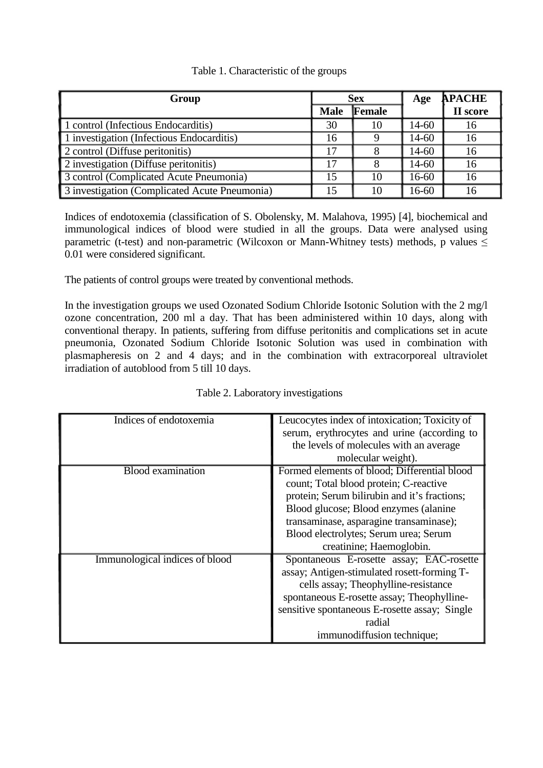Table 1. Characteristic of the groups

| Group | Sex | | Age | APACHE II score |
|---|---|---|---|---|
| | Male | Female | | |
| 1 control (Infectious Endocarditis) | 30 | 10 | 14-60 | 16 |
| 1 investigation (Infectious Endocarditis) | 16 | 9 | 14-60 | 16 |
| 2 control (Diffuse peritonitis) | 17 | 8 | 14-60 | 16 |
| 2 investigation (Diffuse peritonitis) | 17 | 8 | 14-60 | 16 |
| 3 control (Complicated Acute Pneumonia) | 15 | 10 | 16-60 | 16 |
| 3 investigation (Complicated Acute Pneumonia) | 15 | 10 | 16-60 | 16 |

Indices of endotoxemia (classification of S. Obolensky, M. Malahova, 1995) [4], biochemical and immunological indices of blood were studied in all the groups. Data were analysed using parametric (t-test) and non-parametric (Wilcoxon or Mann-Whitney tests) methods, p values $\leq 0.01$ were considered significant.

The patients of control groups were treated by conventional methods.

In the investigation groups we used Ozonated Sodium Chloride Isotonic Solution with the 2 mg/l ozone concentration, 200 ml a day. That has been administered within 10 days, along with conventional therapy. In patients, suffering from diffuse peritonitis and complications set in acute pneumonia, Ozonated Sodium Chloride Isotonic Solution was used in combination with plasmapheresis on 2 and 4 days; and in the combination with extracorporeal ultraviolet irradiation of autoblood from 5 till 10 days.

Table 2. Laboratory investigations

| | |
|---|---|
| Indices of endotoxemia | Leucocytes index of intoxication; Toxicity of serum, erythrocytes and urine (according to the levels of molecules with an average molecular weight). |
| Blood examination | Formed elements of blood; Differential blood count; Total blood protein; C-reactive protein; Serum bilirubin and it's fractions; Blood glucose; Blood enzymes (alanine transaminase, asparagine transaminase); Blood electrolytes; Serum urea; Serum creatinine; Haemoglobin. |
| Immunological indices of blood | Spontaneous E-rosette assay; EAC-rosette assay; Antigen-stimulated rosett-forming T-cells assay; Theophylline-resistance spontaneous E-rosette assay; Theophylline-sensitive spontaneous E-rosette assay; Single radial immunodiffusion technique; |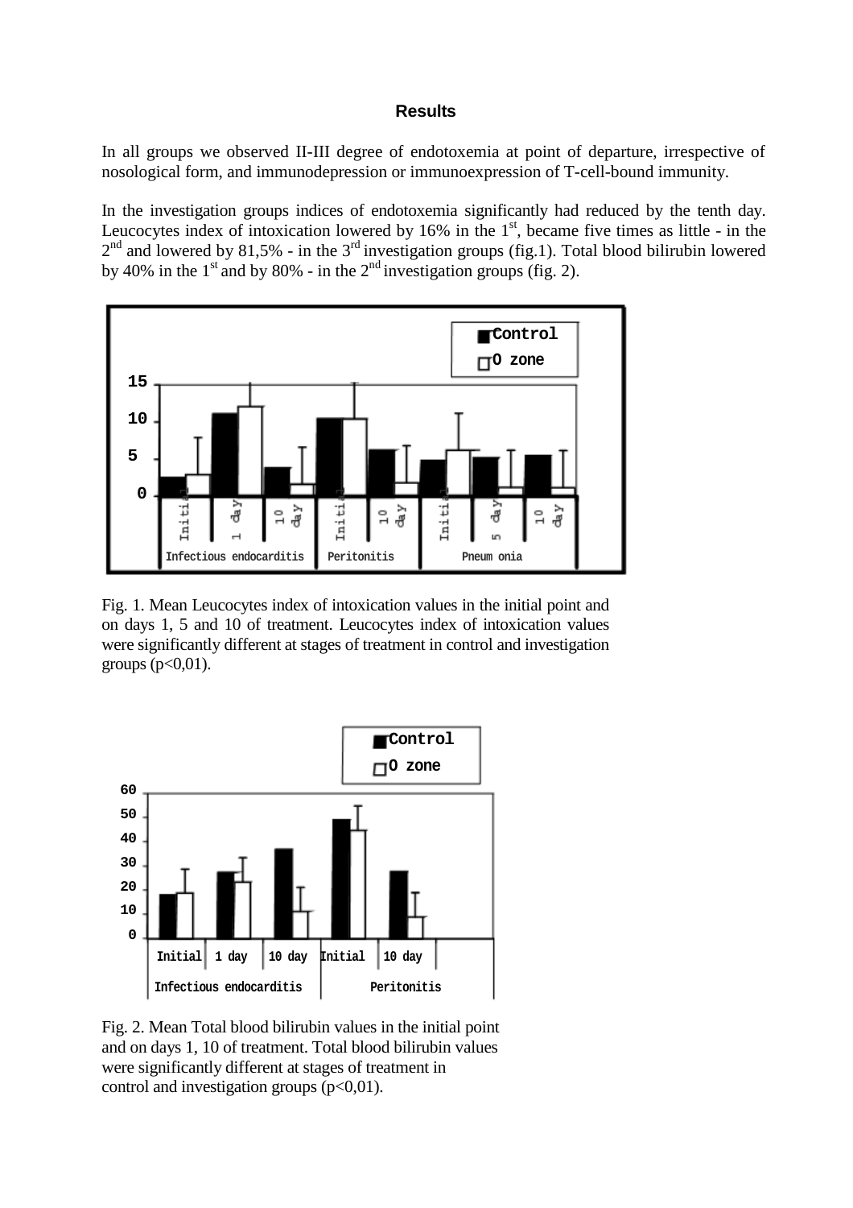### Results

In all groups we observed II-III degree of endotoxemia at point of departure, irrespective of nosological form, and immunodepression or immunoexpression of T-cell-bound immunity.

In the investigation groups indices of endotoxemia significantly had reduced by the tenth day. Leucocytes index of intoxication lowered by 16% in the 1st, became five times as little - in the 2nd and lowered by 81,5% - in the 3rd investigation groups (fig.1). Total blood bilirubin lowered by 40% in the 1st and by 80% - in the 2nd investigation groups (fig. 2).

Fig. 1. Mean Leucocytes index of intoxication values in the initial point and on days 1, 5 and 10 of treatment. Leucocytes index of intoxication values were significantly different at stages of treatment in control and investigation groups ($p<0,01$).

Fig. 2. Mean Total blood bilirubin values in the initial point and on days 1, 10 of treatment. Total blood bilirubin values were significantly different at stages of treatment in control and investigation groups ($p<0,01$).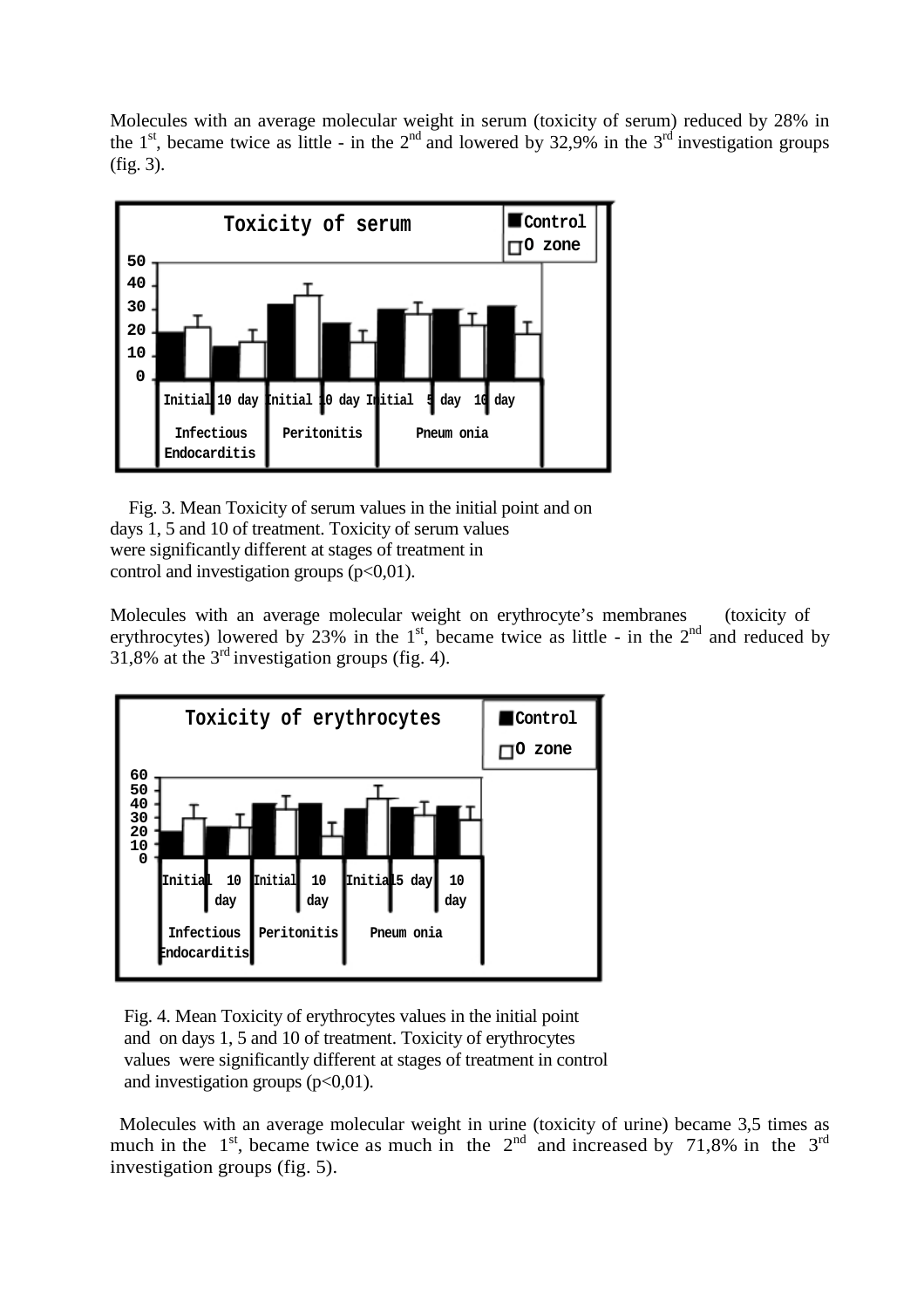Molecules with an average molecular weight in serum (toxicity of serum) reduced by 28% in the 1st, became twice as little - in the 2nd and lowered by 32,9% in the 3rd investigation groups (fig. 3).

Fig. 3. Mean Toxicity of serum values in the initial point and on days 1, 5 and 10 of treatment. Toxicity of serum values were significantly different at stages of treatment in control and investigation groups ($p<0,01$).

Molecules with an average molecular weight on erythrocyte's membranes (toxicity of erythrocytes) lowered by 23% in the 1st, became twice as little - in the 2nd and reduced by 31,8% at the 3rd investigation groups (fig. 4).

Fig. 4. Mean Toxicity of erythrocytes values in the initial point and on days 1, 5 and 10 of treatment. Toxicity of erythrocytes values were significantly different at stages of treatment in control and investigation groups ($p<0,01$).

Molecules with an average molecular weight in urine (toxicity of urine) became 3,5 times as much in the 1st, became twice as much in the 2nd and increased by 71,8% in the 3rd investigation groups (fig. 5).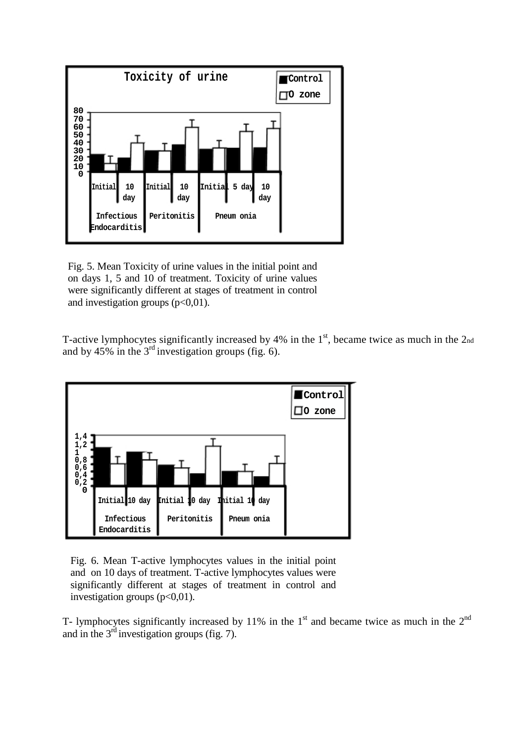Fig. 5. Mean Toxicity of urine values in the initial point and on days 1, 5 and 10 of treatment. Toxicity of urine values were significantly different at stages of treatment in control and investigation groups (p<0,01).

T-active lymphocytes significantly increased by 4% in the 1st, became twice as much in the 2nd and by 45% in the 3rd investigation groups (fig. 6).

Fig. 6. Mean T-active lymphocytes values in the initial point and on 10 days of treatment. T-active lymphocytes values were significantly different at stages of treatment in control and investigation groups (p<0,01).

T- lymphocytes significantly increased by 11% in the 1st and became twice as much in the 2nd and in the 3rd investigation groups (fig. 7).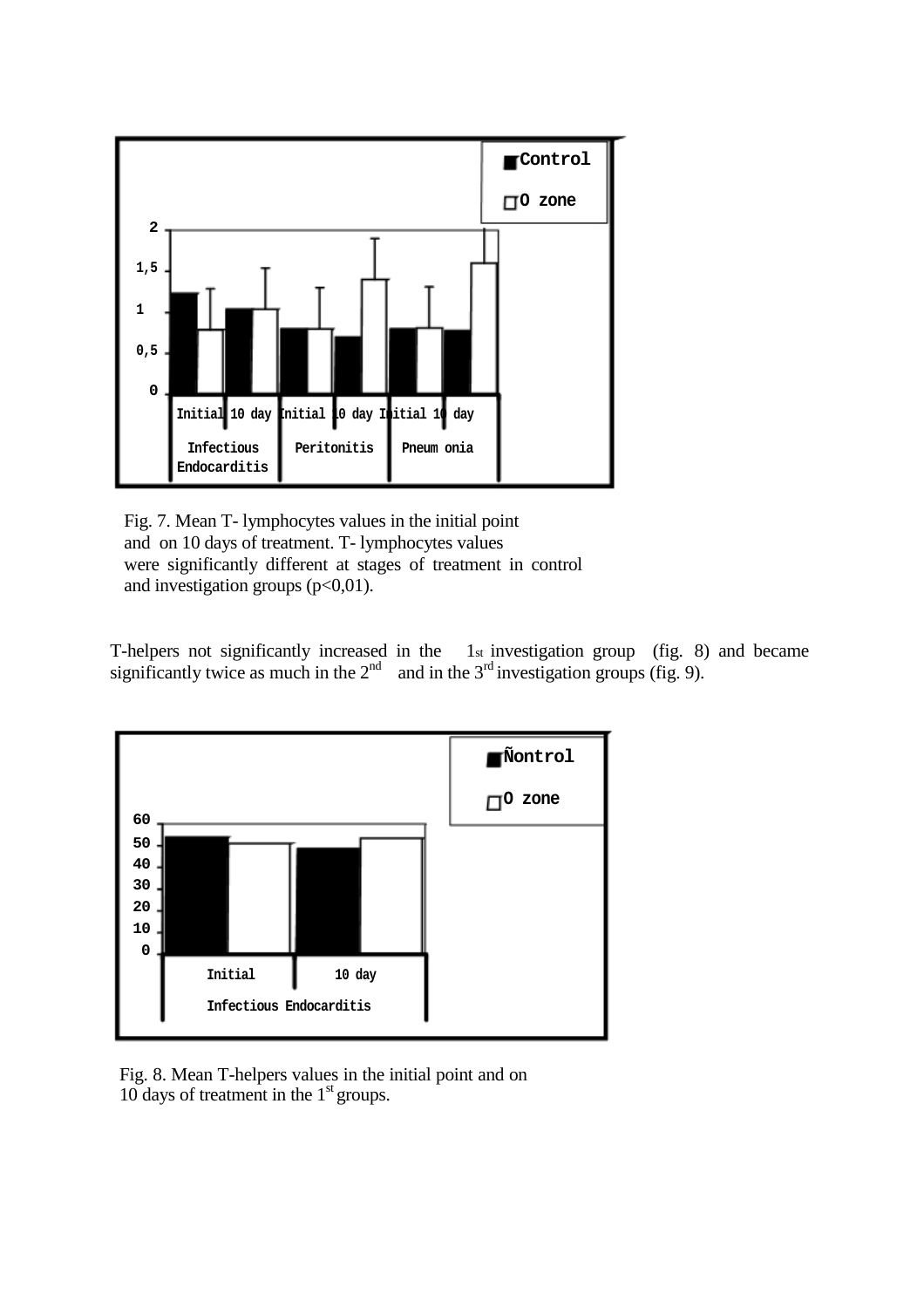Fig. 7. Mean T- lymphocytes values in the initial point and on 10 days of treatment. T- lymphocytes values were significantly different at stages of treatment in control and investigation groups ($p<0,01$).

T-helpers not significantly increased in the 1st investigation group (fig. 8) and became significantly twice as much in the 2nd and in the 3rd investigation groups (fig. 9).

Fig. 8. Mean T-helpers values in the initial point and on 10 days of treatment in the 1st groups.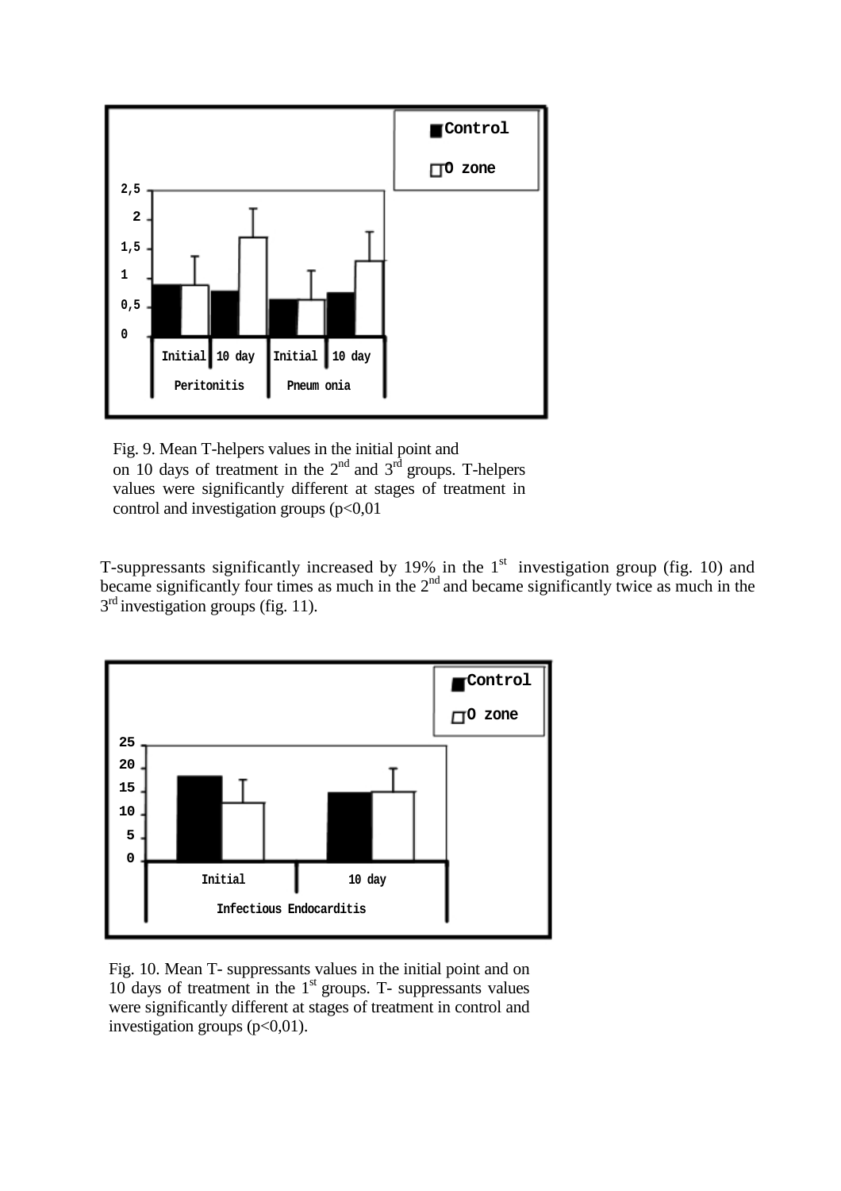Fig. 9. Mean T-helpers values in the initial point and on 10 days of treatment in the 2nd and 3rd groups. T-helpers values were significantly different at stages of treatment in control and investigation groups ($p<0,01$

T-suppressants significantly increased by 19% in the 1st investigation group (fig. 10) and became significantly four times as much in the 2nd and became significantly twice as much in the 3rd investigation groups (fig. 11).

Fig. 10. Mean T- suppressants values in the initial point and on 10 days of treatment in the 1st groups. T- suppressants values were significantly different at stages of treatment in control and investigation groups ($p<0,01$).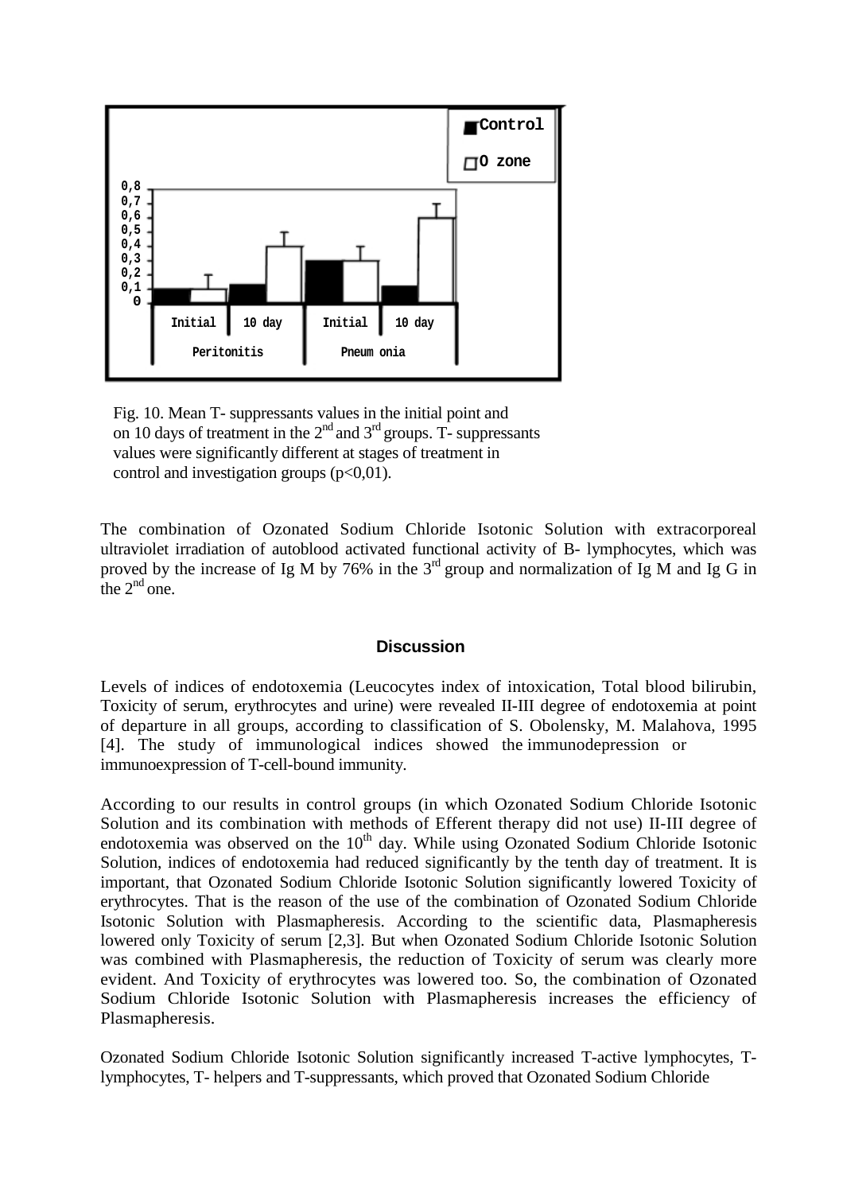Fig. 10. Mean T- suppressants values in the initial point and on 10 days of treatment in the 2nd and 3rd groups. T- suppressants values were significantly different at stages of treatment in control and investigation groups ($p<0,01$).

The combination of Ozonated Sodium Chloride Isotonic Solution with extracorporeal ultraviolet irradiation of autoblood activated functional activity of B- lymphocytes, which was proved by the increase of Ig M by 76% in the 3rd group and normalization of Ig M and Ig G in the 2nd one.

## Discussion

Levels of indices of endotoxemia (Leucocytes index of intoxication, Total blood bilirubin, Toxicity of serum, erythrocytes and urine) were revealed II-III degree of endotoxemia at point of departure in all groups, according to classification of S. Obolensky, M. Malahova, 1995 [4]. The study of immunological indices showed the immunodepression or immunoexpression of T-cell-bound immunity.

According to our results in control groups (in which Ozonated Sodium Chloride Isotonic Solution and its combination with methods of Efferent therapy did not use) II-III degree of endotoxemia was observed on the 10th day. While using Ozonated Sodium Chloride Isotonic Solution, indices of endotoxemia had reduced significantly by the tenth day of treatment. It is important, that Ozonated Sodium Chloride Isotonic Solution significantly lowered Toxicity of erythrocytes. That is the reason of the use of the combination of Ozonated Sodium Chloride Isotonic Solution with Plasmapheresis. According to the scientific data, Plasmapheresis lowered only Toxicity of serum [2,3]. But when Ozonated Sodium Chloride Isotonic Solution was combined with Plasmapheresis, the reduction of Toxicity of serum was clearly more evident. And Toxicity of erythrocytes was lowered too. So, the combination of Ozonated Sodium Chloride Isotonic Solution with Plasmapheresis increases the efficiency of Plasmapheresis.

Ozonated Sodium Chloride Isotonic Solution significantly increased T-active lymphocytes, T-lymphocytes, T- helpers and T-suppressants, which proved that Ozonated Sodium Chloride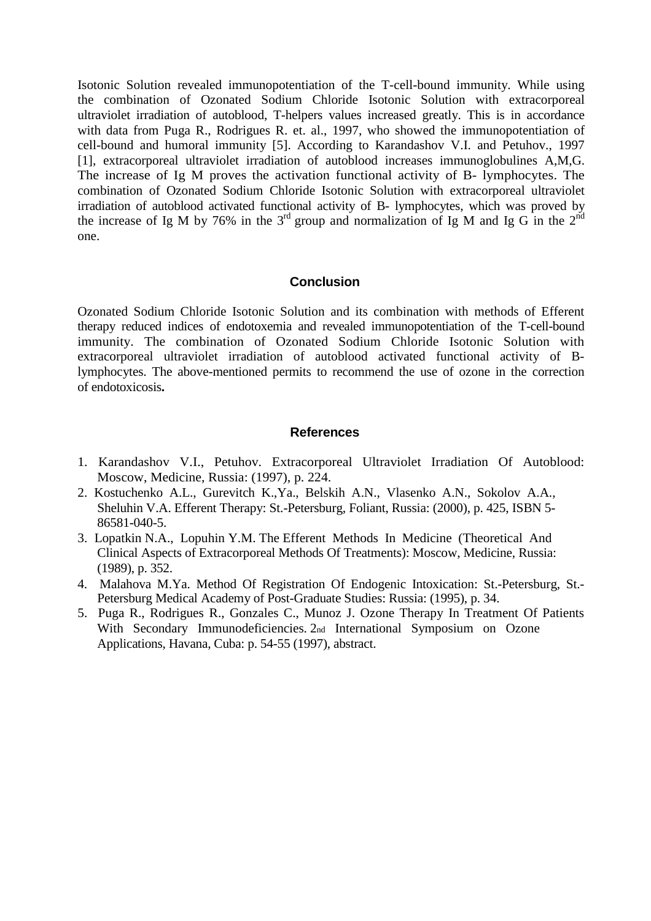Isotonic Solution revealed immunopotentiation of the T-cell-bound immunity. While using the combination of Ozonated Sodium Chloride Isotonic Solution with extracorporeal ultraviolet irradiation of autoblood, T-helpers values increased greatly. This is in accordance with data from Puga R., Rodrigues R. et. al., 1997, who showed the immunopotentiation of cell-bound and humoral immunity [5]. According to Karandashov V.I. and Petuhov., 1997 [1], extracorporeal ultraviolet irradiation of autoblood increases immunoglobulines A,M,G. The increase of Ig M proves the activation functional activity of B- lymphocytes. The combination of Ozonated Sodium Chloride Isotonic Solution with extracorporeal ultraviolet irradiation of autoblood activated functional activity of B- lymphocytes, which was proved by the increase of Ig M by 76% in the 3rd group and normalization of Ig M and Ig G in the 2nd one.

## Conclusion

Ozonated Sodium Chloride Isotonic Solution and its combination with methods of Efferent therapy reduced indices of endotoxemia and revealed immunopotentiation of the T-cell-bound immunity. The combination of Ozonated Sodium Chloride Isotonic Solution with extracorporeal ultraviolet irradiation of autoblood activated functional activity of B-lymphocytes. The above-mentioned permits to recommend the use of ozone in the correction of endotoxicosis**.**

## References

1. Karandashov V.I., Petuhov. Extracorporeal Ultraviolet Irradiation Of Autoblood: Moscow, Medicine, Russia: (1997), p. 224.
2. Kostuchenko A.L., Gurevitch K.,Ya., Belskih A.N., Vlasenko A.N., Sokolov A.A., Sheluhin V.A. Efferent Therapy: St.-Petersburg, Foliant, Russia: (2000), p. 425, ISBN 5-86581-040-5.
3. Lopatkin N.A., Lopuhin Y.M. The Efferent Methods In Medicine (Theoretical And Clinical Aspects of Extracorporeal Methods Of Treatments): Moscow, Medicine, Russia: (1989), p. 352.
4. Malahova M.Ya. Method Of Registration Of Endogenic Intoxication: St.-Petersburg, St.-Petersburg Medical Academy of Post-Graduate Studies: Russia: (1995), p. 34.
5. Puga R., Rodrigues R., Gonzales C., Munoz J. Ozone Therapy In Treatment Of Patients With Secondary Immunodeficiencies. 2nd International Symposium on Ozone Applications, Havana, Cuba: p. 54-55 (1997), abstract.